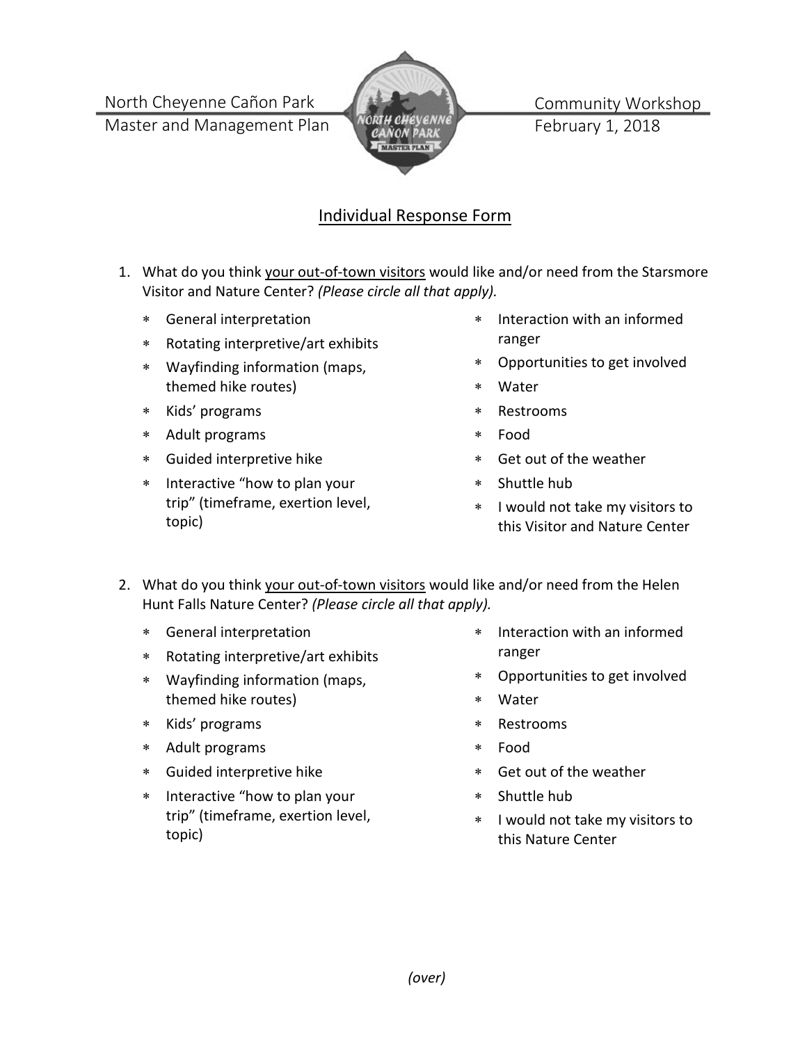North Cheyenne Cañon Park
Master and Management Plan

Community Workshop
February 1, 2018

## Individual Response Form

1. What do you think your out-of-town visitors would like and/or need from the Starsmore Visitor and Nature Center? *(Please circle all that apply).*
   - General interpretation
   - Rotating interpretive/art exhibits
   - Wayfinding information (maps, themed hike routes)
   - Kids' programs
   - Adult programs
   - Guided interpretive hike
   - Interactive "how to plan your trip" (timeframe, exertion level, topic)
   - Interaction with an informed ranger
   - Opportunities to get involved
   - Water
   - Restrooms
   - Food
   - Get out of the weather
   - Shuttle hub
   - I would not take my visitors to this Visitor and Nature Center

2. What do you think your out-of-town visitors would like and/or need from the Helen Hunt Falls Nature Center? *(Please circle all that apply).*
   - General interpretation
   - Rotating interpretive/art exhibits
   - Wayfinding information (maps, themed hike routes)
   - Kids' programs
   - Adult programs
   - Guided interpretive hike
   - Interactive "how to plan your trip" (timeframe, exertion level, topic)
   - Interaction with an informed ranger
   - Opportunities to get involved
   - Water
   - Restrooms
   - Food
   - Get out of the weather
   - Shuttle hub
   - I would not take my visitors to this Nature Center

*(over)*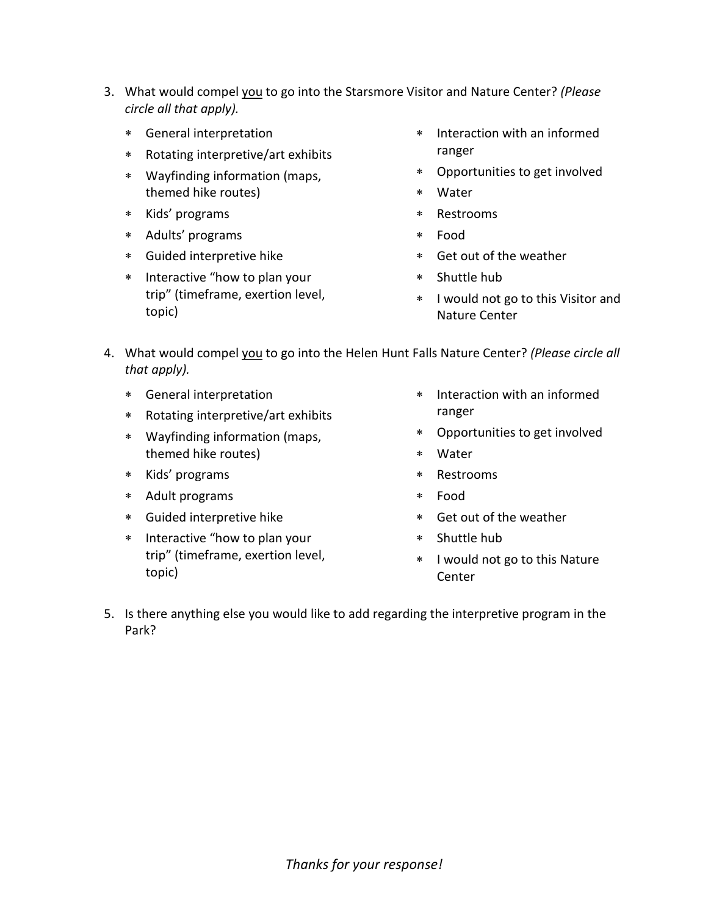3. What would compel <u>you</u> to go into the Starsmore Visitor and Nature Center? *(Please circle all that apply).*

   * General interpretation
   * Rotating interpretive/art exhibits
   * Wayfinding information (maps, themed hike routes)
   * Kids' programs
   * Adults' programs
   * Guided interpretive hike
   * Interactive "how to plan your trip" (timeframe, exertion level, topic)
   * Interaction with an informed ranger
   * Opportunities to get involved
   * Water
   * Restrooms
   * Food
   * Get out of the weather
   * Shuttle hub
   * I would not go to this Visitor and Nature Center

4. What would compel <u>you</u> to go into the Helen Hunt Falls Nature Center? *(Please circle all that apply).*

   * General interpretation
   * Rotating interpretive/art exhibits
   * Wayfinding information (maps, themed hike routes)
   * Kids' programs
   * Adult programs
   * Guided interpretive hike
   * Interactive "how to plan your trip" (timeframe, exertion level, topic)
   * Interaction with an informed ranger
   * Opportunities to get involved
   * Water
   * Restrooms
   * Food
   * Get out of the weather
   * Shuttle hub
   * I would not go to this Nature Center

5. Is there anything else you would like to add regarding the interpretive program in the Park?

*Thanks for your response!*